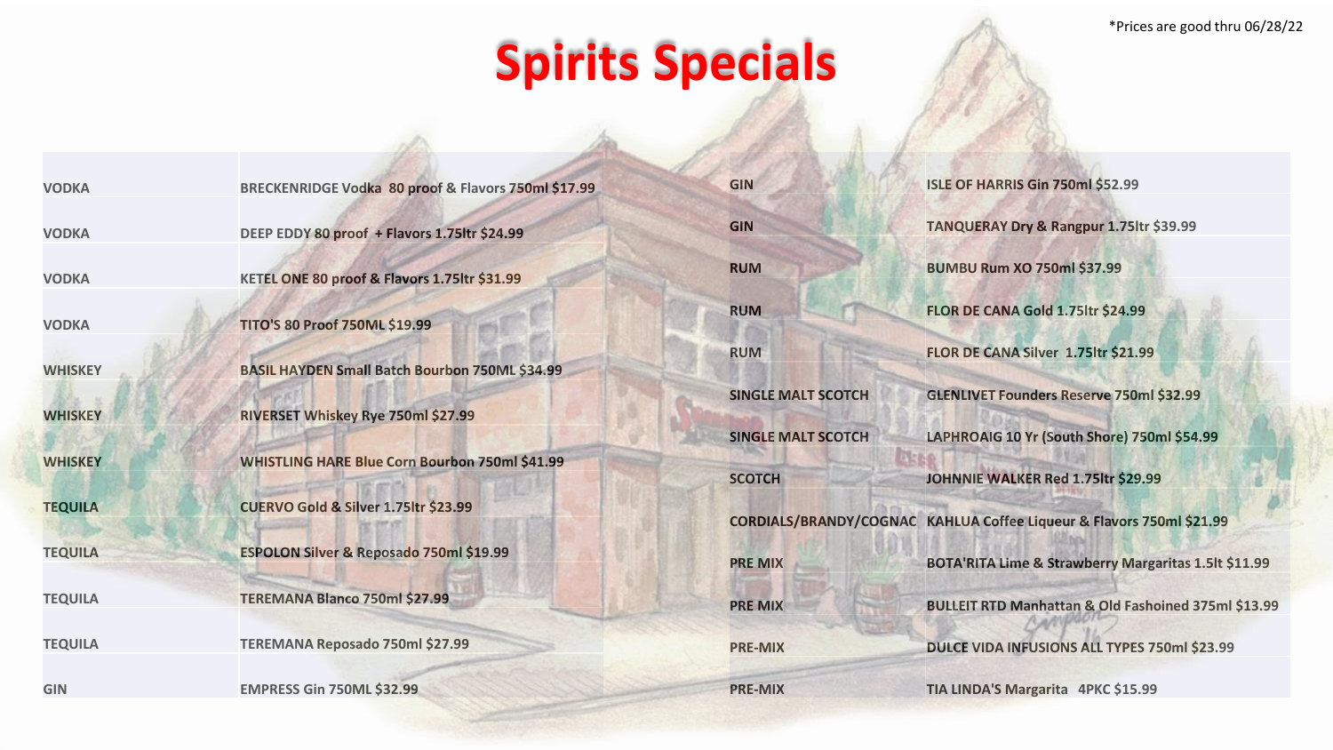*Prices are good thru 06/28/22

# Spirits Specials

| | |
|---|---|
| VODKA | BRECKENRIDGE Vodka 80 proof & Flavors 750ml $17.99 |
| VODKA | DEEP EDDY 80 proof + Flavors 1.75ltr $24.99 |
| VODKA | KETEL ONE 80 proof & Flavors 1.75ltr $31.99 |
| VODKA | TITO'S 80 Proof 750ML $19.99 |
| WHISKEY | BASIL HAYDEN Small Batch Bourbon 750ML $34.99 |
| WHISKEY | RIVERSET Whiskey Rye 750ml $27.99 |
| WHISKEY | WHISTLING HARE Blue Corn Bourbon 750ml $41.99 |
| TEQUILA | CUERVO Gold & Silver 1.75ltr $23.99 |
| TEQUILA | ESPOLON Silver & Reposado 750ml $19.99 |
| TEQUILA | TEREMANA Blanco 750ml $27.99 |
| TEQUILA | TEREMANA Reposado 750ml $27.99 |
| GIN | EMPRESS Gin 750ML $32.99 |
| GIN | ISLE OF HARRIS Gin 750ml $52.99 |
| GIN | TANQUERAY Dry & Rangpur 1.75ltr $39.99 |
| RUM | BUMBU Rum XO 750ml $37.99 |
| RUM | FLOR DE CANA Gold 1.75ltr $24.99 |
| RUM | FLOR DE CANA Silver 1.75ltr $21.99 |
| SINGLE MALT SCOTCH | GLENLIVET Founders Reserve 750ml $32.99 |
| SINGLE MALT SCOTCH | LAPHROAIG 10 Yr (South Shore) 750ml $54.99 |
| SCOTCH | JOHNNIE WALKER Red 1.75ltr $29.99 |
| CORDIALS/BRANDY/COGNAC | KAHLUA Coffee Liqueur & Flavors 750ml $21.99 |
| PRE MIX | BOTA'RITA Lime & Strawberry Margaritas 1.5lt $11.99 |
| PRE MIX | BULLEIT RTD Manhattan & Old Fashioned 375ml $13.99 |
| PRE-MIX | DULCE VIDA INFUSIONS ALL TYPES 750ml $23.99 |
| PRE-MIX | TIA LINDA'S Margarita 4PKC $15.99 |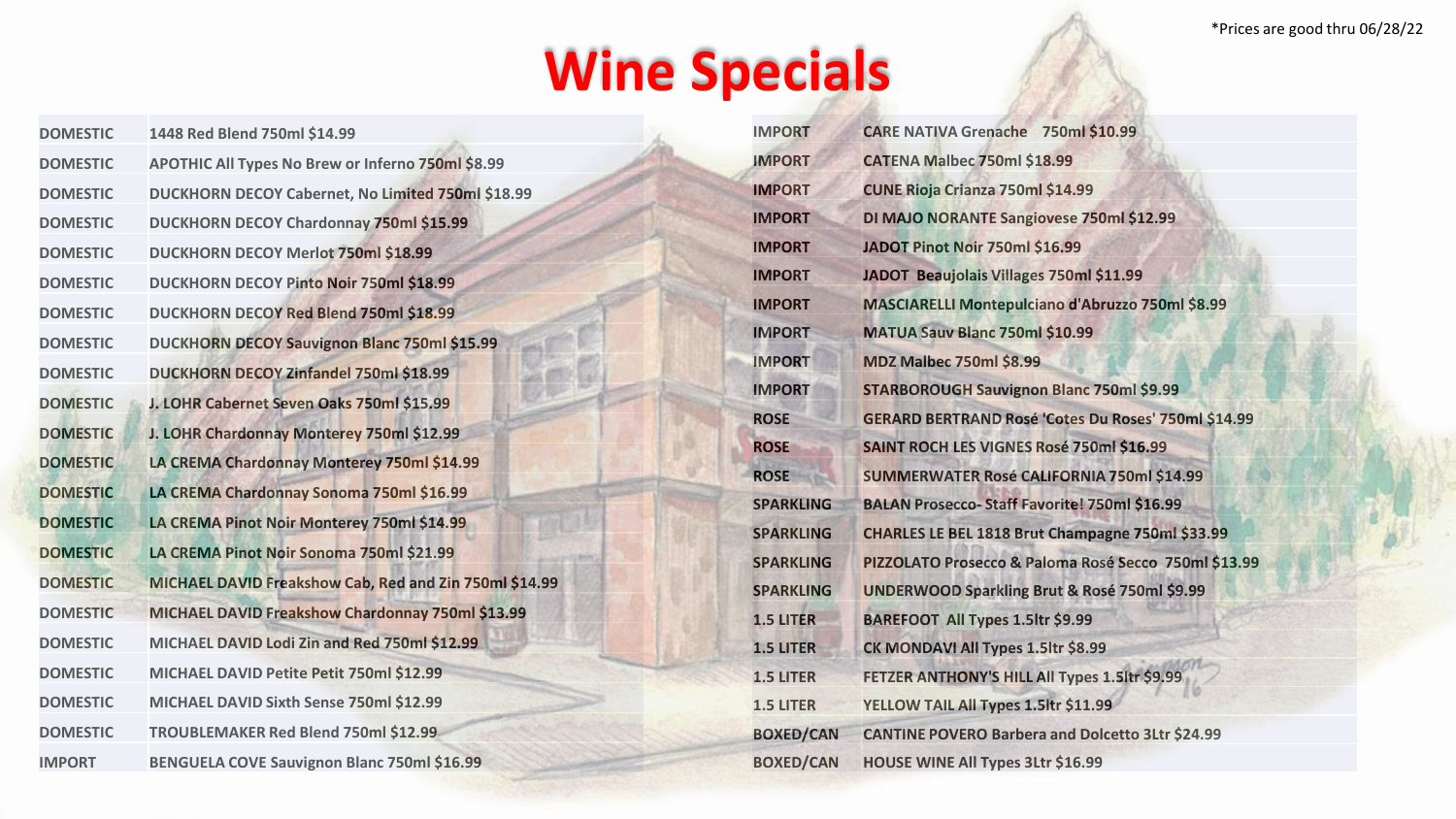*Prices are good thru 06/28/22

# Wine Specials

| Category | Wine |
|---|---|
| DOMESTIC | 1448 Red Blend 750ml $14.99 |
| DOMESTIC | APOTHIC All Types No Brew or Inferno 750ml $8.99 |
| DOMESTIC | DUCKHORN DECOY Cabernet, No Limited 750ml $18.99 |
| DOMESTIC | DUCKHORN DECOY Chardonnay 750ml $15.99 |
| DOMESTIC | DUCKHORN DECOY Merlot 750ml $18.99 |
| DOMESTIC | DUCKHORN DECOY Pinto Noir 750ml $18.99 |
| DOMESTIC | DUCKHORN DECOY Red Blend 750ml $18.99 |
| DOMESTIC | DUCKHORN DECOY Sauvignon Blanc 750ml $15.99 |
| DOMESTIC | DUCKHORN DECOY Zinfandel 750ml $18.99 |
| DOMESTIC | J. LOHR Cabernet Seven Oaks 750ml $15.99 |
| DOMESTIC | J. LOHR Chardonnay Monterey 750ml $12.99 |
| DOMESTIC | LA CREMA Chardonnay Monterey 750ml $14.99 |
| DOMESTIC | LA CREMA Chardonnay Sonoma 750ml $16.99 |
| DOMESTIC | LA CREMA Pinot Noir Monterey 750ml $14.99 |
| DOMESTIC | LA CREMA Pinot Noir Sonoma 750ml $21.99 |
| DOMESTIC | MICHAEL DAVID Freakshow Cab, Red and Zin 750ml $14.99 |
| DOMESTIC | MICHAEL DAVID Freakshow Chardonnay 750ml $13.99 |
| DOMESTIC | MICHAEL DAVID Lodi Zin and Red 750ml $12.99 |
| DOMESTIC | MICHAEL DAVID Petite Petit 750ml $12.99 |
| DOMESTIC | MICHAEL DAVID Sixth Sense 750ml $12.99 |
| DOMESTIC | TROUBLEMAKER Red Blend 750ml $12.99 |
| IMPORT | BENGUELA COVE Sauvignon Blanc 750ml $16.99 |
| IMPORT | CARE NATIVA Grenache 750ml $10.99 |
| IMPORT | CATENA Malbec 750ml $18.99 |
| IMPORT | CUNE Rioja Crianza 750ml $14.99 |
| IMPORT | DI MAJO NORANTE Sangiovese 750ml $12.99 |
| IMPORT | JADOT Pinot Noir 750ml $16.99 |
| IMPORT | JADOT Beaujolais Villages 750ml $11.99 |
| IMPORT | MASCIARELLI Montepulciano d'Abruzzo 750ml $8.99 |
| IMPORT | MATUA Sauv Blanc 750ml $10.99 |
| IMPORT | MDZ Malbec 750ml $8.99 |
| IMPORT | STARBOROUGH Sauvignon Blanc 750ml $9.99 |
| ROSE | GERARD BERTRAND Rosé 'Cotes Du Roses' 750ml $14.99 |
| ROSE | SAINT ROCH LES VIGNES Rosé 750ml $16.99 |
| ROSE | SUMMERWATER Rosé CALIFORNIA 750ml $14.99 |
| SPARKLING | BALAN Prosecco- Staff Favorite! 750ml $16.99 |
| SPARKLING | CHARLES LE BEL 1818 Brut Champagne 750ml $33.99 |
| SPARKLING | PIZZOLATO Prosecco & Paloma Rosé Secco 750ml $13.99 |
| SPARKLING | UNDERWOOD Sparkling Brut & Rosé 750ml $9.99 |
| 1.5 LITER | BAREFOOT All Types 1.5ltr $9.99 |
| 1.5 LITER | CK MONDAVI All Types 1.5ltr $8.99 |
| 1.5 LITER | FETZER ANTHONY'S HILL All Types 1.5ltr $9.99 |
| 1.5 LITER | YELLOW TAIL All Types 1.5ltr $11.99 |
| BOXED/CAN | CANTINE POVERO Barbera and Dolcetto 3Ltr $24.99 |
| BOXED/CAN | HOUSE WINE All Types 3Ltr $16.99 |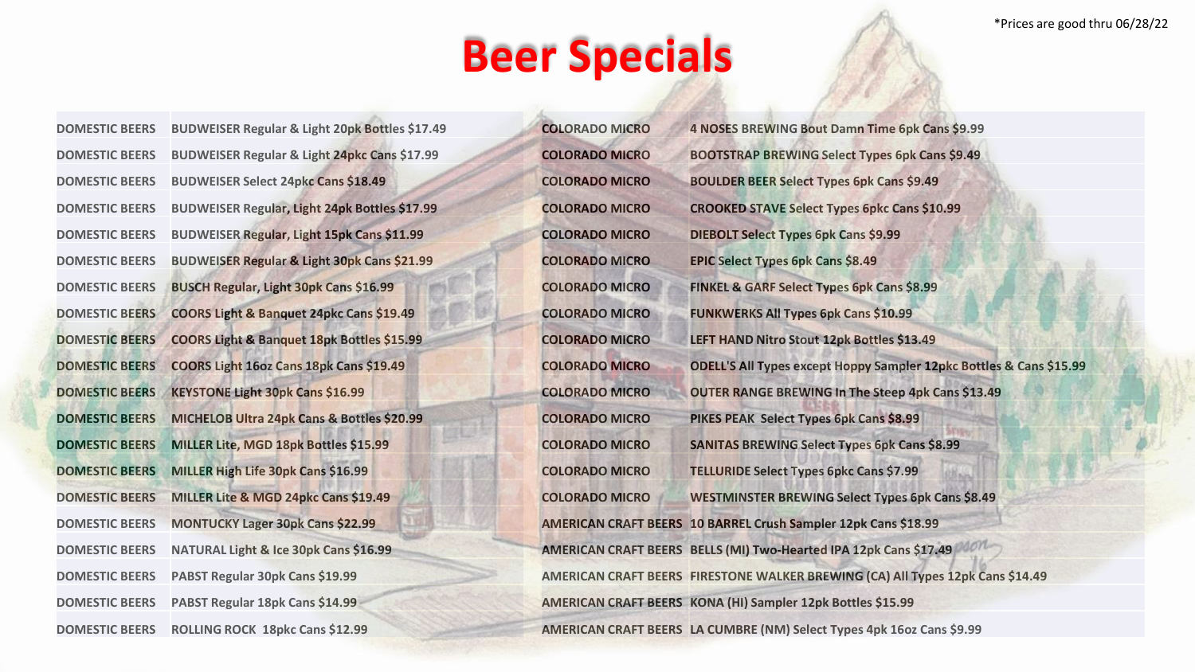*Prices are good thru 06/28/22

# Beer Specials

| Category | Item |
|---|---|
| DOMESTIC BEERS | BUDWEISER Regular & Light 20pk Bottles $17.49 |
| DOMESTIC BEERS | BUDWEISER Regular & Light 24pkc Cans $17.99 |
| DOMESTIC BEERS | BUDWEISER Select 24pkc Cans $18.49 |
| DOMESTIC BEERS | BUDWEISER Regular, Light 24pk Bottles $17.99 |
| DOMESTIC BEERS | BUDWEISER Regular, Light 15pk Cans $11.99 |
| DOMESTIC BEERS | BUDWEISER Regular & Light 30pk Cans $21.99 |
| DOMESTIC BEERS | BUSCH Regular, Light 30pk Cans $16.99 |
| DOMESTIC BEERS | COORS Light & Banquet 24pkc Cans $19.49 |
| DOMESTIC BEERS | COORS Light & Banquet 18pk Bottles $15.99 |
| DOMESTIC BEERS | COORS Light 16oz Cans 18pk Cans $19.49 |
| DOMESTIC BEERS | KEYSTONE Light 30pk Cans $16.99 |
| DOMESTIC BEERS | MICHELOB Ultra 24pk Cans & Bottles $20.99 |
| DOMESTIC BEERS | MILLER Lite, MGD 18pk Bottles $15.99 |
| DOMESTIC BEERS | MILLER High Life 30pk Cans $16.99 |
| DOMESTIC BEERS | MILLER Lite & MGD 24pkc Cans $19.49 |
| DOMESTIC BEERS | MONTUCKY Lager 30pk Cans $22.99 |
| DOMESTIC BEERS | NATURAL Light & Ice 30pk Cans $16.99 |
| DOMESTIC BEERS | PABST Regular 30pk Cans $19.99 |
| DOMESTIC BEERS | PABST Regular 18pk Cans $14.99 |
| DOMESTIC BEERS | ROLLING ROCK 18pkc Cans $12.99 |
| COLORADO MICRO | 4 NOSES BREWING Bout Damn Time 6pk Cans $9.99 |
| COLORADO MICRO | BOOTSTRAP BREWING Select Types 6pk Cans $9.49 |
| COLORADO MICRO | BOULDER BEER Select Types 6pk Cans $9.49 |
| COLORADO MICRO | CROOKED STAVE Select Types 6pkc Cans $10.99 |
| COLORADO MICRO | DIEBOLT Select Types 6pk Cans $9.99 |
| COLORADO MICRO | EPIC Select Types 6pk Cans $8.49 |
| COLORADO MICRO | FINKEL & GARF Select Types 6pk Cans $8.99 |
| COLORADO MICRO | FUNKWERKS All Types 6pk Cans $10.99 |
| COLORADO MICRO | LEFT HAND Nitro Stout 12pk Bottles $13.49 |
| COLORADO MICRO | ODELL'S All Types except Hoppy Sampler 12pkc Bottles & Cans $15.99 |
| COLORADO MICRO | OUTER RANGE BREWING In The Steep 4pk Cans $13.49 |
| COLORADO MICRO | PIKES PEAK Select Types 6pk Cans $8.99 |
| COLORADO MICRO | SANITAS BREWING Select Types 6pk Cans $8.99 |
| COLORADO MICRO | TELLURIDE Select Types 6pkc Cans $7.99 |
| COLORADO MICRO | WESTMINSTER BREWING Select Types 6pk Cans $8.49 |
| AMERICAN CRAFT BEERS | 10 BARREL Crush Sampler 12pk Cans $18.99 |
| AMERICAN CRAFT BEERS | BELLS (MI) Two-Hearted IPA 12pk Cans $17.49 |
| AMERICAN CRAFT BEERS | FIRESTONE WALKER BREWING (CA) All Types 12pk Cans $14.49 |
| AMERICAN CRAFT BEERS | KONA (HI) Sampler 12pk Bottles $15.99 |
| AMERICAN CRAFT BEERS | LA CUMBRE (NM) Select Types 4pk 16oz Cans $9.99 |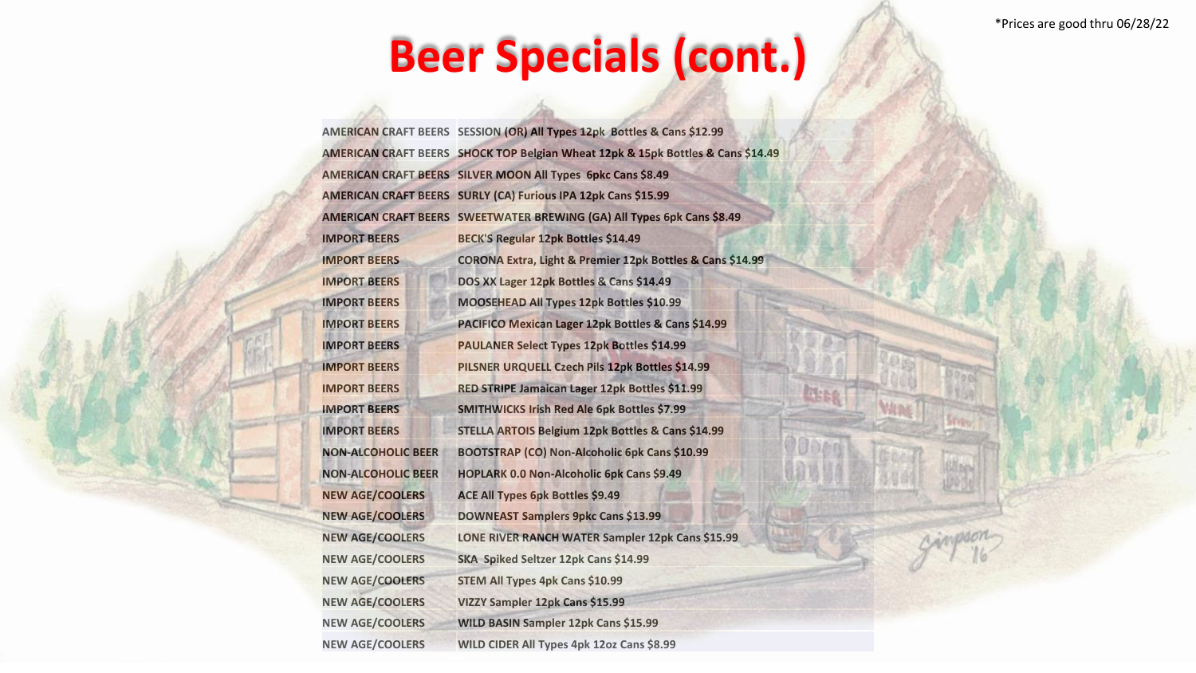*Prices are good thru 06/28/22

# Beer Specials (cont.)

| | |
|---|---|
| AMERICAN CRAFT BEERS | SESSION (OR) All Types 12pk Bottles & Cans $12.99 |
| AMERICAN CRAFT BEERS | SHOCK TOP Belgian Wheat 12pk & 15pk Bottles & Cans $14.49 |
| AMERICAN CRAFT BEERS | SILVER MOON All Types 6pkc Cans $8.49 |
| AMERICAN CRAFT BEERS | SURLY (CA) Furious IPA 12pk Cans $15.99 |
| AMERICAN CRAFT BEERS | SWEETWATER BREWING (GA) All Types 6pk Cans $8.49 |
| IMPORT BEERS | BECK'S Regular 12pk Bottles $14.49 |
| IMPORT BEERS | CORONA Extra, Light & Premier 12pk Bottles & Cans $14.99 |
| IMPORT BEERS | DOS XX Lager 12pk Bottles & Cans $14.49 |
| IMPORT BEERS | MOOSEHEAD All Types 12pk Bottles $10.99 |
| IMPORT BEERS | PACIFICO Mexican Lager 12pk Bottles & Cans $14.99 |
| IMPORT BEERS | PAULANER Select Types 12pk Bottles $14.99 |
| IMPORT BEERS | PILSNER URQUELL Czech Pils 12pk Bottles $14.99 |
| IMPORT BEERS | RED STRIPE Jamaican Lager 12pk Bottles $11.99 |
| IMPORT BEERS | SMITHWICKS Irish Red Ale 6pk Bottles $7.99 |
| IMPORT BEERS | STELLA ARTOIS Belgium 12pk Bottles & Cans $14.99 |
| NON-ALCOHOLIC BEER | BOOTSTRAP (CO) Non-Alcoholic 6pk Cans $10.99 |
| NON-ALCOHOLIC BEER | HOPLARK 0.0 Non-Alcoholic 6pk Cans $9.49 |
| NEW AGE/COOLERS | ACE All Types 6pk Bottles $9.49 |
| NEW AGE/COOLERS | DOWNEAST Samplers 9pkc Cans $13.99 |
| NEW AGE/COOLERS | LONE RIVER RANCH WATER Sampler 12pk Cans $15.99 |
| NEW AGE/COOLERS | SKA Spiked Seltzer 12pk Cans $14.99 |
| NEW AGE/COOLERS | STEM All Types 4pk Cans $10.99 |
| NEW AGE/COOLERS | VIZZY Sampler 12pk Cans $15.99 |
| NEW AGE/COOLERS | WILD BASIN Sampler 12pk Cans $15.99 |
| NEW AGE/COOLERS | WILD CIDER All Types 4pk 12oz Cans $8.99 |